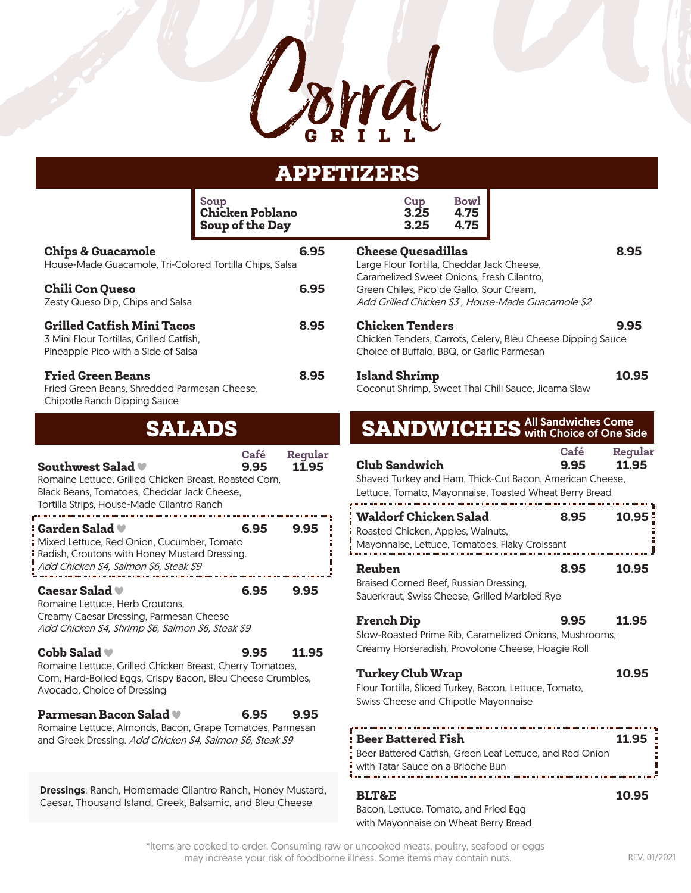# Corral GRILL

## APPETIZERS

| Soup | Cup | Bowl |
|---|---|---|
| Chicken Poblano | 3.25 | 4.75 |
| Soup of the Day | 3.25 | 4.75 |

**Chips & Guacamole** 6.95
House-Made Guacamole, Tri-Colored Tortilla Chips, Salsa

**Chili Con Queso** 6.95
Zesty Queso Dip, Chips and Salsa

**Grilled Catfish Mini Tacos** 8.95
3 Mini Flour Tortillas, Grilled Catfish, Pineapple Pico with a Side of Salsa

**Fried Green Beans** 8.95
Fried Green Beans, Shredded Parmesan Cheese, Chipotle Ranch Dipping Sauce

**Cheese Quesadillas** 8.95
Large Flour Tortilla, Cheddar Jack Cheese, Caramelized Sweet Onions, Fresh Cilantro, Green Chiles, Pico de Gallo, Sour Cream,
*Add Grilled Chicken $3 , House-Made Guacamole $2*

**Chicken Tenders** 9.95
Chicken Tenders, Carrots, Celery, Bleu Cheese Dipping Sauce
Choice of Buffalo, BBQ, or Garlic Parmesan

**Island Shrimp** 10.95
Coconut Shrimp, Sweet Thai Chili Sauce, Jicama Slaw

## SALADS

| | Café | Regular |
|---|---|---|
| **Southwest Salad** ♥ | 9.95 | 11.95 |
| **Garden Salad** ♥ | 6.95 | 9.95 |
| **Caesar Salad** ♥ | 6.95 | 9.95 |
| **Cobb Salad** ♥ | 9.95 | 11.95 |
| **Parmesan Bacon Salad** ♥ | 6.95 | 9.95 |

**Southwest Salad** ♥
Romaine Lettuce, Grilled Chicken Breast, Roasted Corn, Black Beans, Tomatoes, Cheddar Jack Cheese, Tortilla Strips, House-Made Cilantro Ranch

**Garden Salad** ♥
Mixed Lettuce, Red Onion, Cucumber, Tomato Radish, Croutons with Honey Mustard Dressing.
*Add Chicken $4, Salmon $6, Steak $9*

**Caesar Salad** ♥
Romaine Lettuce, Herb Croutons, Creamy Caesar Dressing, Parmesan Cheese
*Add Chicken $4, Shrimp $6, Salmon $6, Steak $9*

**Cobb Salad** ♥
Romaine Lettuce, Grilled Chicken Breast, Cherry Tomatoes, Corn, Hard-Boiled Eggs, Crispy Bacon, Bleu Cheese Crumbles, Avocado, Choice of Dressing

**Parmesan Bacon Salad** ♥
Romaine Lettuce, Almonds, Bacon, Grape Tomatoes, Parmesan and Greek Dressing. *Add Chicken $4, Salmon $6, Steak $9*

**Dressings**: Ranch, Homemade Cilantro Ranch, Honey Mustard, Caesar, Thousand Island, Greek, Balsamic, and Bleu Cheese

## SANDWICHES

All Sandwiches Come with Choice of One Side

| | Café | Regular |
|---|---|---|
| **Club Sandwich** | 9.95 | 11.95 |
| **Waldorf Chicken Salad** | 8.95 | 10.95 |
| **Reuben** | 8.95 | 10.95 |
| **French Dip** | 9.95 | 11.95 |
| **Turkey Club Wrap** | | 10.95 |
| **Beer Battered Fish** | | 11.95 |
| **BLT&E** | | 10.95 |

**Club Sandwich**
Shaved Turkey and Ham, Thick-Cut Bacon, American Cheese, Lettuce, Tomato, Mayonnaise, Toasted Wheat Berry Bread

**Waldorf Chicken Salad**
Roasted Chicken, Apples, Walnuts, Mayonnaise, Lettuce, Tomatoes, Flaky Croissant

**Reuben**
Braised Corned Beef, Russian Dressing, Sauerkraut, Swiss Cheese, Grilled Marbled Rye

**French Dip**
Slow-Roasted Prime Rib, Caramelized Onions, Mushrooms, Creamy Horseradish, Provolone Cheese, Hoagie Roll

**Turkey Club Wrap**
Flour Tortilla, Sliced Turkey, Bacon, Lettuce, Tomato, Swiss Cheese and Chipotle Mayonnaise

**Beer Battered Fish**
Beer Battered Catfish, Green Leaf Lettuce, and Red Onion with Tatar Sauce on a Brioche Bun

**BLT&E**
Bacon, Lettuce, Tomato, and Fried Egg with Mayonnaise on Wheat Berry Bread

*Items are cooked to order. Consuming raw or uncooked meats, poultry, seafood or eggs may increase your risk of foodborne illness. Some items may contain nuts.

REV. 01/2021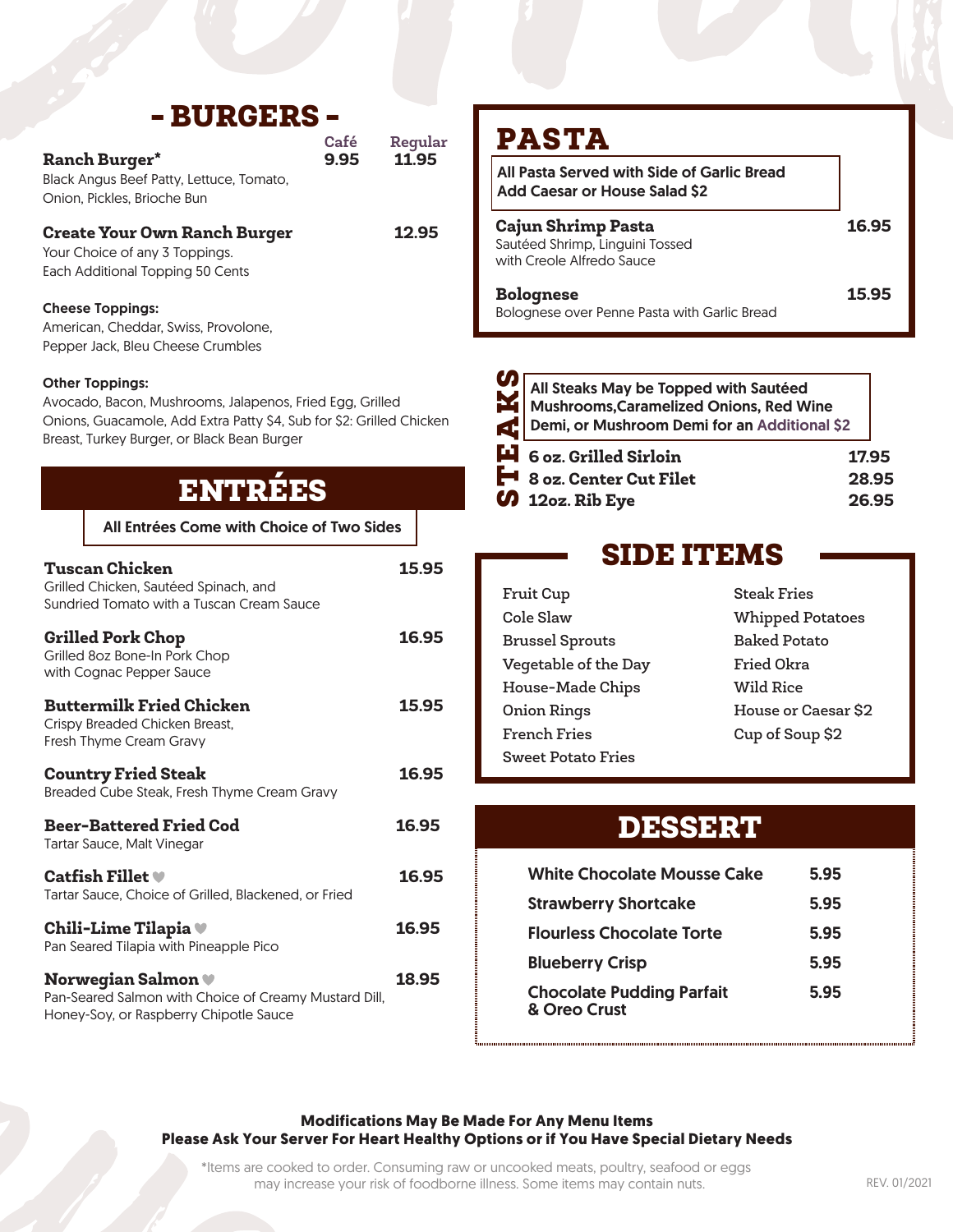# - BURGERS -

| | Café | Regular |
|---|---|---|
| **Ranch Burger*** <br> Black Angus Beef Patty, Lettuce, Tomato, Onion, Pickles, Brioche Bun | 9.95 | 11.95 |

**Create Your Own Ranch Burger** — 12.95
Your Choice of any 3 Toppings.
Each Additional Topping 50 Cents

**Cheese Toppings:**
American, Cheddar, Swiss, Provolone, Pepper Jack, Bleu Cheese Crumbles

**Other Toppings:**
Avocado, Bacon, Mushrooms, Jalapenos, Fried Egg, Grilled Onions, Guacamole, Add Extra Patty $4, Sub for $2: Grilled Chicken Breast, Turkey Burger, or Black Bean Burger

# ENTRÉES

All Entrées Come with Choice of Two Sides

**Tuscan Chicken** — 15.95
Grilled Chicken, Sautéed Spinach, and Sundried Tomato with a Tuscan Cream Sauce

**Grilled Pork Chop** — 16.95
Grilled 8oz Bone-In Pork Chop with Cognac Pepper Sauce

**Buttermilk Fried Chicken** — 15.95
Crispy Breaded Chicken Breast, Fresh Thyme Cream Gravy

**Country Fried Steak** — 16.95
Breaded Cube Steak, Fresh Thyme Cream Gravy

**Beer-Battered Fried Cod** — 16.95
Tartar Sauce, Malt Vinegar

**Catfish Fillet** ♥ — 16.95
Tartar Sauce, Choice of Grilled, Blackened, or Fried

**Chili-Lime Tilapia** ♥ — 16.95
Pan Seared Tilapia with Pineapple Pico

**Norwegian Salmon** ♥ — 18.95
Pan-Seared Salmon with Choice of Creamy Mustard Dill, Honey-Soy, or Raspberry Chipotle Sauce

# PASTA

All Pasta Served with Side of Garlic Bread
Add Caesar or House Salad $2

**Cajun Shrimp Pasta** — 16.95
Sautéed Shrimp, Linguini Tossed with Creole Alfredo Sauce

**Bolognese** — 15.95
Bolognese over Penne Pasta with Garlic Bread

# STEAKS

All Steaks May be Topped with Sautéed Mushrooms,Caramelized Onions, Red Wine Demi, or Mushroom Demi for an Additional $2

| | |
|---|---|
| **6 oz. Grilled Sirloin** | 17.95 |
| **8 oz. Center Cut Filet** | 28.95 |
| **12oz. Rib Eye** | 26.95 |

# SIDE ITEMS

- Fruit Cup
- Cole Slaw
- Brussel Sprouts
- Vegetable of the Day
- House-Made Chips
- Onion Rings
- French Fries
- Sweet Potato Fries
- Steak Fries
- Whipped Potatoes
- Baked Potato
- Fried Okra
- Wild Rice
- House or Caesar $2
- Cup of Soup $2

# DESSERT

| | |
|---|---|
| White Chocolate Mousse Cake | 5.95 |
| Strawberry Shortcake | 5.95 |
| Flourless Chocolate Torte | 5.95 |
| Blueberry Crisp | 5.95 |
| Chocolate Pudding Parfait & Oreo Crust | 5.95 |

**Modifications May Be Made For Any Menu Items**
**Please Ask Your Server For Heart Healthy Options or if You Have Special Dietary Needs**

*Items are cooked to order. Consuming raw or uncooked meats, poultry, seafood or eggs may increase your risk of foodborne illness. Some items may contain nuts.

REV. 01/2021